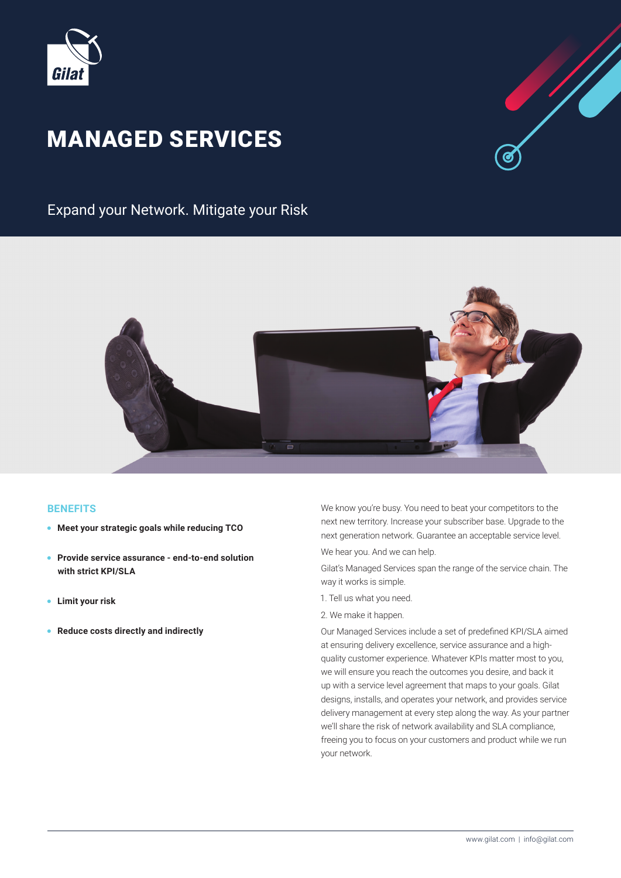Gilat

# MANAGED SERVICES

Expand your Network. Mitigate your Risk

## BENEFITS

- **Meet your strategic goals while reducing TCO**
- **Provide service assurance - end-to-end solution with strict KPI/SLA**
- **Limit your risk**
- **Reduce costs directly and indirectly**

We know you're busy. You need to beat your competitors to the next new territory. Increase your subscriber base. Upgrade to the next generation network. Guarantee an acceptable service level.

We hear you. And we can help.

Gilat's Managed Services span the range of the service chain. The way it works is simple.

1. Tell us what you need.
2. We make it happen.

Our Managed Services include a set of predefined KPI/SLA aimed at ensuring delivery excellence, service assurance and a high-quality customer experience. Whatever KPIs matter most to you, we will ensure you reach the outcomes you desire, and back it up with a service level agreement that maps to your goals. Gilat designs, installs, and operates your network, and provides service delivery management at every step along the way. As your partner we'll share the risk of network availability and SLA compliance, freeing you to focus on your customers and product while we run your network.

www.gilat.com | info@gilat.com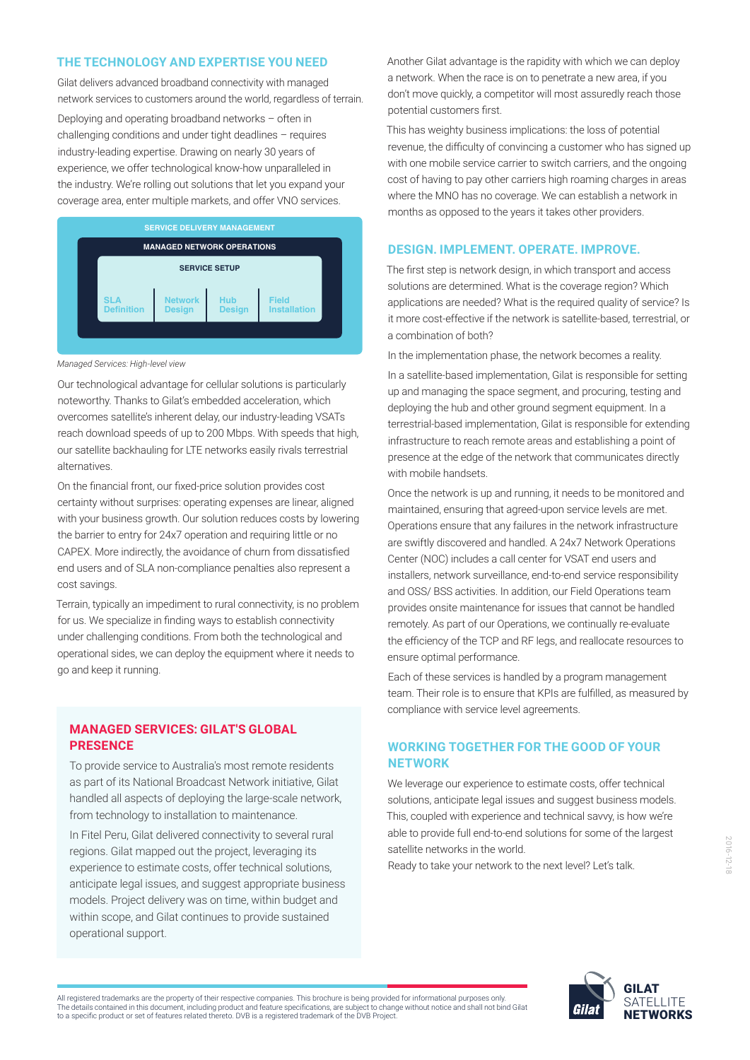## THE TECHNOLOGY AND EXPERTISE YOU NEED

Gilat delivers advanced broadband connectivity with managed network services to customers around the world, regardless of terrain.

Deploying and operating broadband networks – often in challenging conditions and under tight deadlines – requires industry-leading expertise. Drawing on nearly 30 years of experience, we offer technological know-how unparalleled in the industry. We're rolling out solutions that let you expand your coverage area, enter multiple markets, and offer VNO services.

SERVICE DELIVERY MANAGEMENT
MANAGED NETWORK OPERATIONS
SERVICE SETUP
SLA Definition
Network Design
Hub Design
Field Installation

*Managed Services: High-level view*

Our technological advantage for cellular solutions is particularly noteworthy. Thanks to Gilat's embedded acceleration, which overcomes satellite's inherent delay, our industry-leading VSATs reach download speeds of up to 200 Mbps. With speeds that high, our satellite backhauling for LTE networks easily rivals terrestrial alternatives.

On the financial front, our fixed-price solution provides cost certainty without surprises: operating expenses are linear, aligned with your business growth. Our solution reduces costs by lowering the barrier to entry for 24x7 operation and requiring little or no CAPEX. More indirectly, the avoidance of churn from dissatisfied end users and of SLA non-compliance penalties also represent a cost savings.

Terrain, typically an impediment to rural connectivity, is no problem for us. We specialize in finding ways to establish connectivity under challenging conditions. From both the technological and operational sides, we can deploy the equipment where it needs to go and keep it running.

### MANAGED SERVICES: GILAT'S GLOBAL PRESENCE

To provide service to Australia's most remote residents as part of its National Broadcast Network initiative, Gilat handled all aspects of deploying the large-scale network, from technology to installation to maintenance.

In Fitel Peru, Gilat delivered connectivity to several rural regions. Gilat mapped out the project, leveraging its experience to estimate costs, offer technical solutions, anticipate legal issues, and suggest appropriate business models. Project delivery was on time, within budget and within scope, and Gilat continues to provide sustained operational support.

Another Gilat advantage is the rapidity with which we can deploy a network. When the race is on to penetrate a new area, if you don't move quickly, a competitor will most assuredly reach those potential customers first.

This has weighty business implications: the loss of potential revenue, the difficulty of convincing a customer who has signed up with one mobile service carrier to switch carriers, and the ongoing cost of having to pay other carriers high roaming charges in areas where the MNO has no coverage. We can establish a network in months as opposed to the years it takes other providers.

## DESIGN. IMPLEMENT. OPERATE. IMPROVE.

The first step is network design, in which transport and access solutions are determined. What is the coverage region? Which applications are needed? What is the required quality of service? Is it more cost-effective if the network is satellite-based, terrestrial, or a combination of both?

In the implementation phase, the network becomes a reality.

In a satellite-based implementation, Gilat is responsible for setting up and managing the space segment, and procuring, testing and deploying the hub and other ground segment equipment. In a terrestrial-based implementation, Gilat is responsible for extending infrastructure to reach remote areas and establishing a point of presence at the edge of the network that communicates directly with mobile handsets.

Once the network is up and running, it needs to be monitored and maintained, ensuring that agreed-upon service levels are met. Operations ensure that any failures in the network infrastructure are swiftly discovered and handled. A 24x7 Network Operations Center (NOC) includes a call center for VSAT end users and installers, network surveillance, end-to-end service responsibility and OSS/ BSS activities. In addition, our Field Operations team provides onsite maintenance for issues that cannot be handled remotely. As part of our Operations, we continually re-evaluate the efficiency of the TCP and RF legs, and reallocate resources to ensure optimal performance.

Each of these services is handled by a program management team. Their role is to ensure that KPIs are fulfilled, as measured by compliance with service level agreements.

## WORKING TOGETHER FOR THE GOOD OF YOUR NETWORK

We leverage our experience to estimate costs, offer technical solutions, anticipate legal issues and suggest business models. This, coupled with experience and technical savvy, is how we're able to provide full end-to-end solutions for some of the largest satellite networks in the world.

Ready to take your network to the next level? Let's talk.

2016-12-18

All registered trademarks are the property of their respective companies. This brochure is being provided for informational purposes only. The details contained in this document, including product and feature specifications, are subject to change without notice and shall not bind Gilat to a specific product or set of features related thereto. DVB is a registered trademark of the DVB Project.

GILAT SATELLITE NETWORKS